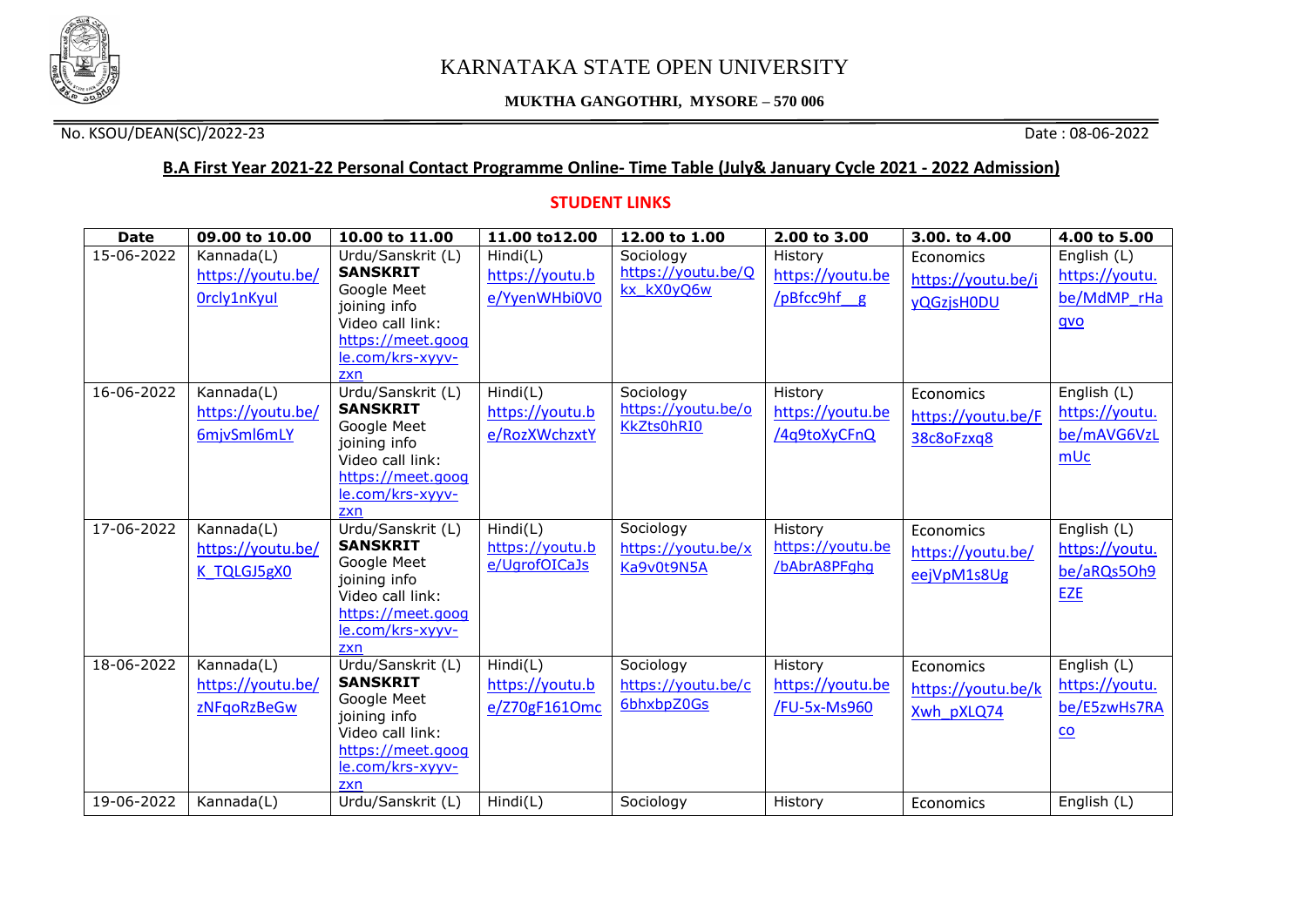# KARNATAKA STATE OPEN UNIVERSITY

**MUKTHA GANGOTHRI, MYSORE – 570 006**

No. KSOU/DEAN(SC)/2022-23 Date : 08-06-2022

**B.A First Year 2021-22 Personal Contact Programme Online- Time Table (July& January Cycle 2021 - 2022 Admission)**

**STUDENT LINKS**

| Date | 09.00 to 10.00 | 10.00 to 11.00 | 11.00 to12.00 | 12.00 to 1.00 | 2.00 to 3.00 | 3.00. to 4.00 | 4.00 to 5.00 |
|---|---|---|---|---|---|---|---|
| 15-06-2022 | Kannada(L) https://youtu.be/0rcly1nKyuI | Urdu/Sanskrit (L) **SANSKRIT** Google Meet joining info Video call link: https://meet.google.com/krs-xyyv-zxn | Hindi(L) https://youtu.be/YyenWHbi0V0 | Sociology https://youtu.be/Qkx_kX0yQ6w | History https://youtu.be/pBfcc9hf__g | Economics https://youtu.be/iyQGzjsH0DU | English (L) https://youtu.be/MdMP_rHagvo |
| 16-06-2022 | Kannada(L) https://youtu.be/6mjvSml6mLY | Urdu/Sanskrit (L) **SANSKRIT** Google Meet joining info Video call link: https://meet.google.com/krs-xyyv-zxn | Hindi(L) https://youtu.be/RozXWchzxtY | Sociology https://youtu.be/oKkZts0hRI0 | History https://youtu.be/4q9toXyCFnQ | Economics https://youtu.be/F38c8oFzxq8 | English (L) https://youtu.be/mAVG6VzLmUc |
| 17-06-2022 | Kannada(L) https://youtu.be/K_TQLGJ5gX0 | Urdu/Sanskrit (L) **SANSKRIT** Google Meet joining info Video call link: https://meet.google.com/krs-xyyv-zxn | Hindi(L) https://youtu.be/UgrofOICaJs | Sociology https://youtu.be/xKa9v0t9N5A | History https://youtu.be/bAbrA8PFghg | Economics https://youtu.be/eejVpM1s8Ug | English (L) https://youtu.be/aRQs5Oh9EZE |
| 18-06-2022 | Kannada(L) https://youtu.be/zNFqoRzBeGw | Urdu/Sanskrit (L) **SANSKRIT** Google Meet joining info Video call link: https://meet.google.com/krs-xyyv-zxn | Hindi(L) https://youtu.be/Z70gF161Omc | Sociology https://youtu.be/c6bhxbpZ0Gs | History https://youtu.be/FU-5x-Ms960 | Economics https://youtu.be/kXwh_pXLQ74 | English (L) https://youtu.be/E5zwHs7RAco |
| 19-06-2022 | Kannada(L) | Urdu/Sanskrit (L) | Hindi(L) | Sociology | History | Economics | English (L) |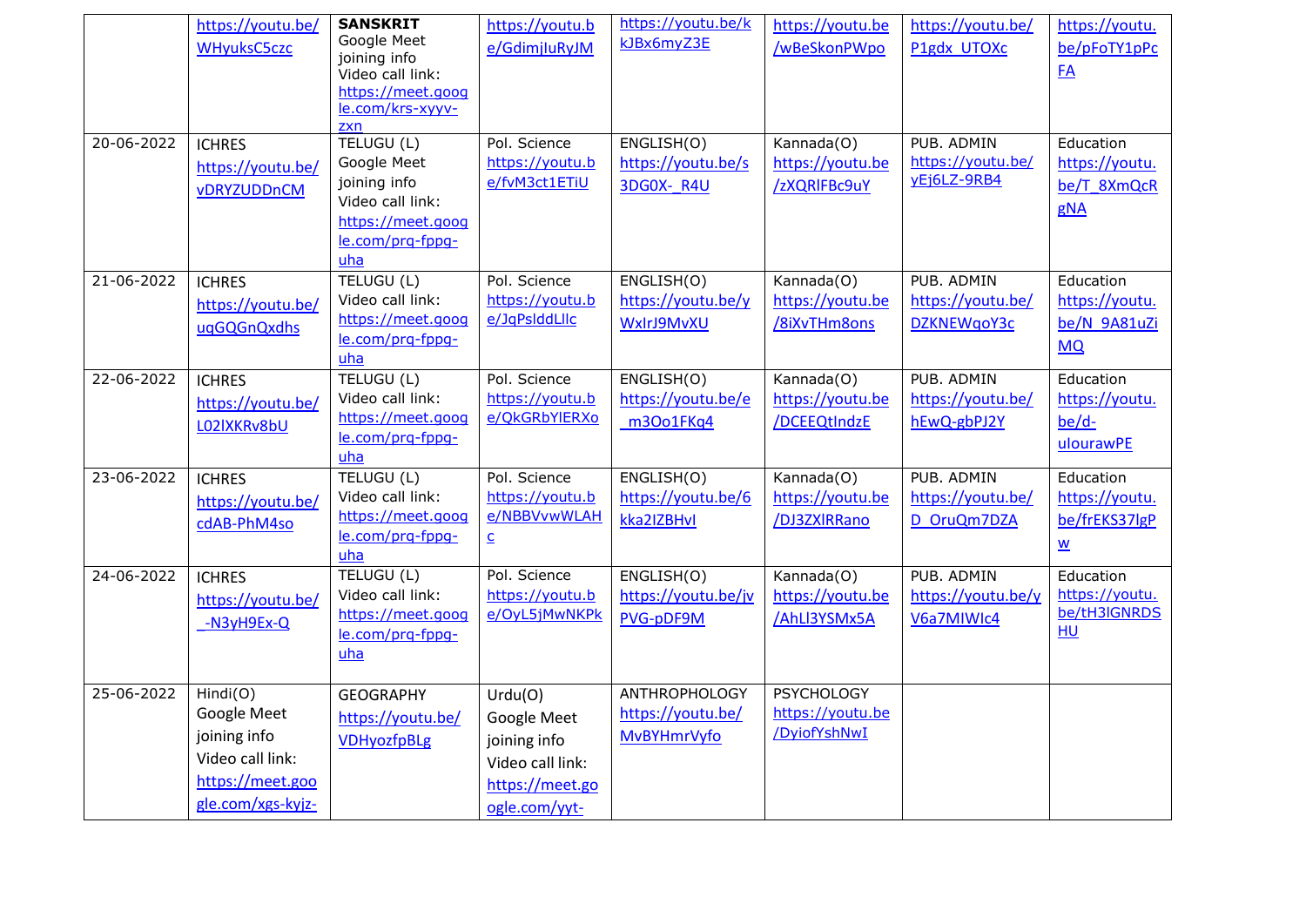| | | | | | | | |
|---|---|---|---|---|---|---|---|
| | https://youtu.be/WHyuksC5czc | **SANSKRIT** Google Meet joining info Video call link: https://meet.google.com/krs-xyyv-zxn | https://youtu.be/GdimjluRyJM | https://youtu.be/kkJBx6myZ3E | https://youtu.be/wBeSkonPWpo | https://youtu.be/P1gdx_UTOXc | https://youtu.be/pFoTY1pPcFA |
| 20-06-2022 | ICHRES https://youtu.be/vDRYZUDDnCM | TELUGU (L) Google Meet joining info Video call link: https://meet.google.com/prq-fppg-uha | Pol. Science https://youtu.be/fvM3ct1ETiU | ENGLISH(O) https://youtu.be/s3DG0X-_R4U | Kannada(O) https://youtu.be/zXQRIFBc9uY | PUB. ADMIN https://youtu.be/yEj6LZ-9RB4 | Education https://youtu.be/T_8XmQcRgNA |
| 21-06-2022 | ICHRES https://youtu.be/uqGQGnQxdhs | TELUGU (L) Video call link: https://meet.google.com/prq-fppg-uha | Pol. Science https://youtu.be/JqPsIddLllc | ENGLISH(O) https://youtu.be/yWxIrJ9MvXU | Kannada(O) https://youtu.be/8iXvTHm8ons | PUB. ADMIN https://youtu.be/DZKNEWqoY3c | Education https://youtu.be/N_9A81uZiMQ |
| 22-06-2022 | ICHRES https://youtu.be/L02IXKRv8bU | TELUGU (L) Video call link: https://meet.google.com/prq-fppg-uha | Pol. Science https://youtu.be/QkGRbYIERXo | ENGLISH(O) https://youtu.be/e_m3Oo1FKq4 | Kannada(O) https://youtu.be/DCEEQtIndzE | PUB. ADMIN https://youtu.be/hEwQ-gbPJ2Y | Education https://youtu.be/d-ulourawPE |
| 23-06-2022 | ICHRES https://youtu.be/cdAB-PhM4so | TELUGU (L) Video call link: https://meet.google.com/prq-fppg-uha | Pol. Science https://youtu.be/NBBVvwWLAHc | ENGLISH(O) https://youtu.be/6kka2IZBHvI | Kannada(O) https://youtu.be/DJ3ZXIRRano | PUB. ADMIN https://youtu.be/D_OruQm7DZA | Education https://youtu.be/frEKS37lgPw |
| 24-06-2022 | ICHRES https://youtu.be/_-N3yH9Ex-Q | TELUGU (L) Video call link: https://meet.google.com/prq-fppg-uha | Pol. Science https://youtu.be/OyL5jMwNKPk | ENGLISH(O) https://youtu.be/jvPVG-pDF9M | Kannada(O) https://youtu.be/AhLI3YSMx5A | PUB. ADMIN https://youtu.be/yV6a7MIWIc4 | Education https://youtu.be/tH3IGNRDSHU |
| 25-06-2022 | Hindi(O) Google Meet joining info Video call link: https://meet.google.com/xgs-kyjz- | GEOGRAPHY https://youtu.be/VDHyozfpBLg | Urdu(O) Google Meet joining info Video call link: https://meet.google.com/yyt- | ANTHROPOLOGY https://youtu.be/MvBYHmrVyfo | PSYCHOLOGY https://youtu.be/DyiofYshNwI | | |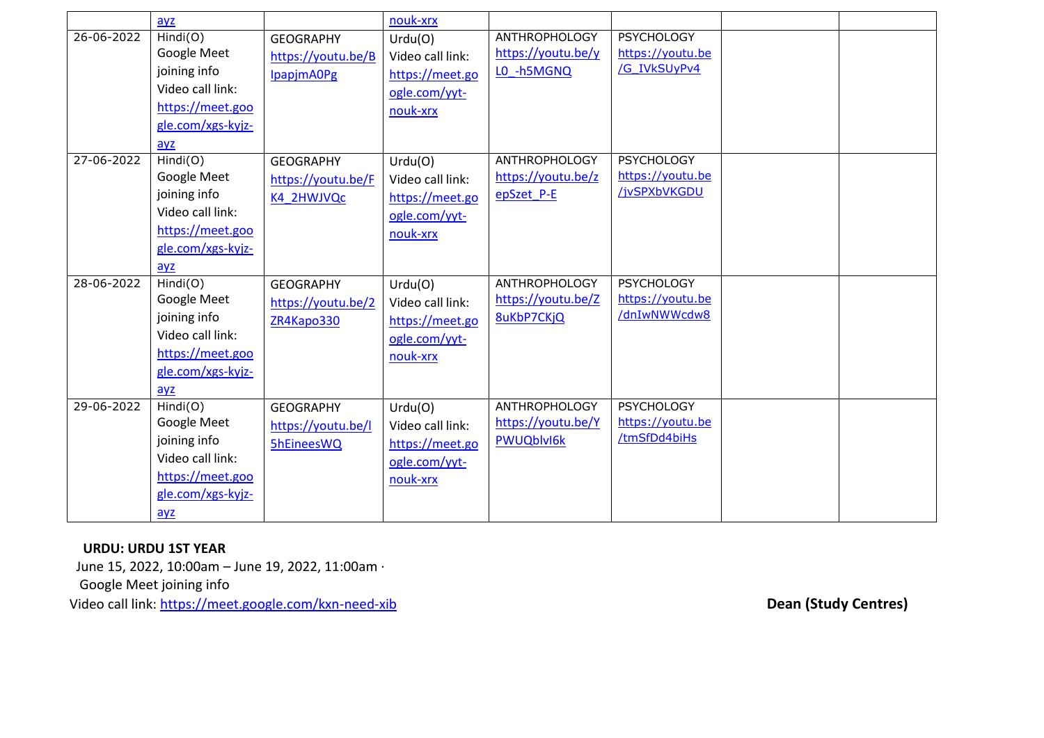| | | | | | | | |
|---|---|---|---|---|---|---|---|
| | ayz | | nouk-xrx | | | | |
| 26-06-2022 | Hindi(O) Google Meet joining info Video call link: https://meet.google.com/xgs-kyjz-ayz | GEOGRAPHY https://youtu.be/BIpapjmA0Pg | Urdu(O) Video call link: https://meet.google.com/yyt-nouk-xrx | ANTHROPHOLOGY https://youtu.be/yL0_-h5MGNQ | PSYCHOLOGY https://youtu.be/G_IVkSUyPv4 | | |
| 27-06-2022 | Hindi(O) Google Meet joining info Video call link: https://meet.google.com/xgs-kyjz-ayz | GEOGRAPHY https://youtu.be/FK4_2HWJVQc | Urdu(O) Video call link: https://meet.google.com/yyt-nouk-xrx | ANTHROPHOLOGY https://youtu.be/zepSzet_P-E | PSYCHOLOGY https://youtu.be/jvSPXbVKGDU | | |
| 28-06-2022 | Hindi(O) Google Meet joining info Video call link: https://meet.google.com/xgs-kyjz-ayz | GEOGRAPHY https://youtu.be/2ZR4Kapo330 | Urdu(O) Video call link: https://meet.google.com/yyt-nouk-xrx | ANTHROPHOLOGY https://youtu.be/Z8uKbP7CKjQ | PSYCHOLOGY https://youtu.be/dnIwNWWcdw8 | | |
| 29-06-2022 | Hindi(O) Google Meet joining info Video call link: https://meet.google.com/xgs-kyjz-ayz | GEOGRAPHY https://youtu.be/I5hEineesWQ | Urdu(O) Video call link: https://meet.google.com/yyt-nouk-xrx | ANTHROPHOLOGY https://youtu.be/YPWUQblvI6k | PSYCHOLOGY https://youtu.be/tmSfDd4biHs | | |

**URDU: URDU 1ST YEAR**

June 15, 2022, 10:00am – June 19, 2022, 11:00am ·

Google Meet joining info

Video call link: https://meet.google.com/kxn-need-xib

**Dean (Study Centres)**